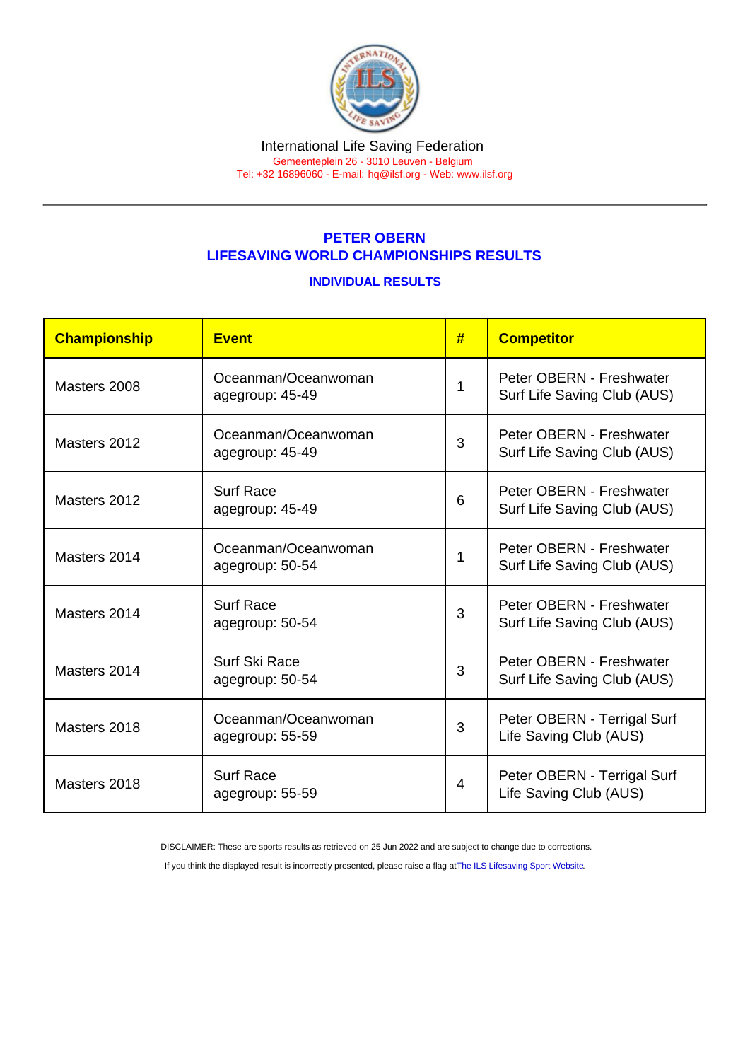International Life Saving Federation

Gemeenteplein 26 - 3010 Leuven - Belgium

Tel: +32 16896060 - E-mail: hq@ilsf.org - Web: www.ilsf.org

## PETER OBERN
## LIFESAVING WORLD CHAMPIONSHIPS RESULTS

### INDIVIDUAL RESULTS

| Championship | Event | # | Competitor |
|---|---|---|---|
| Masters 2008 | Oceanman/Oceanwoman agegroup: 45-49 | 1 | Peter OBERN - Freshwater Surf Life Saving Club (AUS) |
| Masters 2012 | Oceanman/Oceanwoman agegroup: 45-49 | 3 | Peter OBERN - Freshwater Surf Life Saving Club (AUS) |
| Masters 2012 | Surf Race agegroup: 45-49 | 6 | Peter OBERN - Freshwater Surf Life Saving Club (AUS) |
| Masters 2014 | Oceanman/Oceanwoman agegroup: 50-54 | 1 | Peter OBERN - Freshwater Surf Life Saving Club (AUS) |
| Masters 2014 | Surf Race agegroup: 50-54 | 3 | Peter OBERN - Freshwater Surf Life Saving Club (AUS) |
| Masters 2014 | Surf Ski Race agegroup: 50-54 | 3 | Peter OBERN - Freshwater Surf Life Saving Club (AUS) |
| Masters 2018 | Oceanman/Oceanwoman agegroup: 55-59 | 3 | Peter OBERN - Terrigal Surf Life Saving Club (AUS) |
| Masters 2018 | Surf Race agegroup: 55-59 | 4 | Peter OBERN - Terrigal Surf Life Saving Club (AUS) |

DISCLAIMER: These are sports results as retrieved on 25 Jun 2022 and are subject to change due to corrections.

If you think the displayed result is incorrectly presented, please raise a flag at The ILS Lifesaving Sport Website.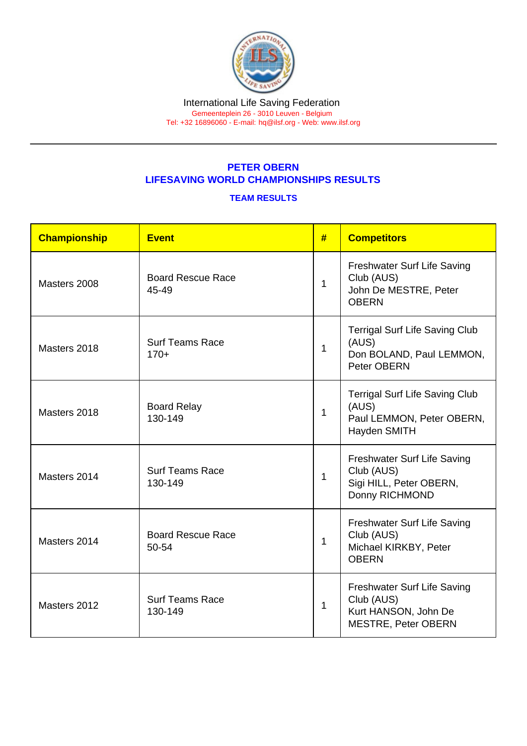International Life Saving Federation
Gemeenteplein 26 - 3010 Leuven - Belgium
Tel: +32 16896060 - E-mail: hq@ilsf.org - Web: www.ilsf.org

## PETER OBERN
## LIFESAVING WORLD CHAMPIONSHIPS RESULTS

### TEAM RESULTS

| Championship | Event | # | Competitors |
|---|---|---|---|
| Masters 2008 | Board Rescue Race 45-49 | 1 | Freshwater Surf Life Saving Club (AUS) John De MESTRE, Peter OBERN |
| Masters 2018 | Surf Teams Race 170+ | 1 | Terrigal Surf Life Saving Club (AUS) Don BOLAND, Paul LEMMON, Peter OBERN |
| Masters 2018 | Board Relay 130-149 | 1 | Terrigal Surf Life Saving Club (AUS) Paul LEMMON, Peter OBERN, Hayden SMITH |
| Masters 2014 | Surf Teams Race 130-149 | 1 | Freshwater Surf Life Saving Club (AUS) Sigi HILL, Peter OBERN, Donny RICHMOND |
| Masters 2014 | Board Rescue Race 50-54 | 1 | Freshwater Surf Life Saving Club (AUS) Michael KIRKBY, Peter OBERN |
| Masters 2012 | Surf Teams Race 130-149 | 1 | Freshwater Surf Life Saving Club (AUS) Kurt HANSON, John De MESTRE, Peter OBERN |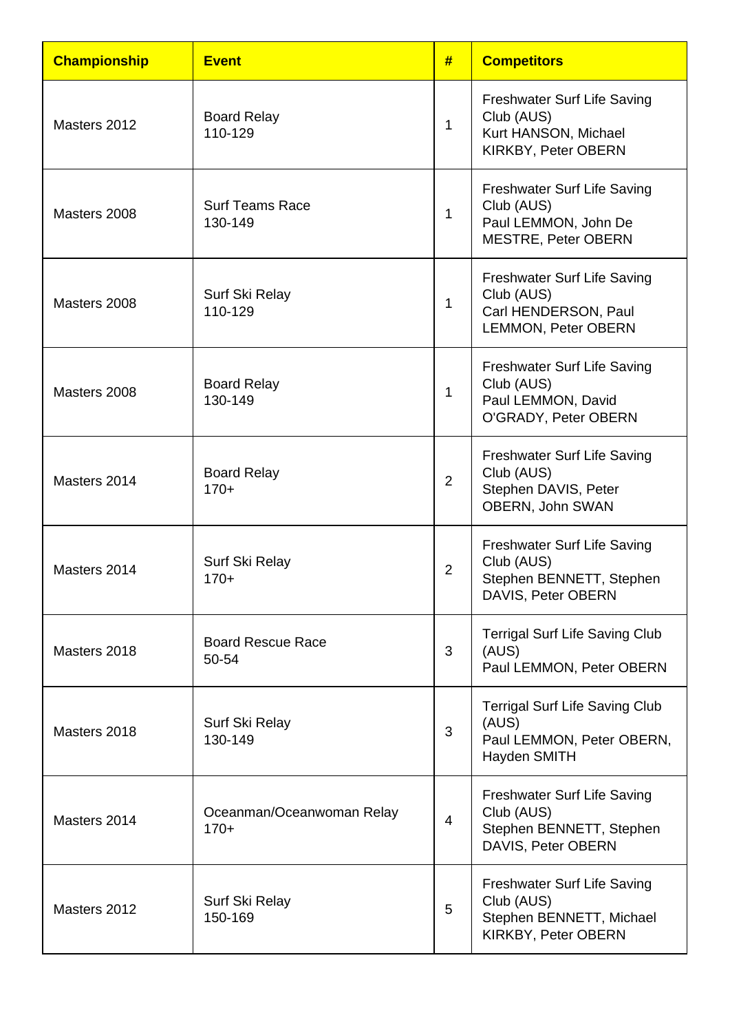| Championship | Event | # | Competitors |
| --- | --- | --- | --- |
| Masters 2012 | Board Relay 110-129 | 1 | Freshwater Surf Life Saving Club (AUS) Kurt HANSON, Michael KIRKBY, Peter OBERN |
| Masters 2008 | Surf Teams Race 130-149 | 1 | Freshwater Surf Life Saving Club (AUS) Paul LEMMON, John De MESTRE, Peter OBERN |
| Masters 2008 | Surf Ski Relay 110-129 | 1 | Freshwater Surf Life Saving Club (AUS) Carl HENDERSON, Paul LEMMON, Peter OBERN |
| Masters 2008 | Board Relay 130-149 | 1 | Freshwater Surf Life Saving Club (AUS) Paul LEMMON, David O'GRADY, Peter OBERN |
| Masters 2014 | Board Relay 170+ | 2 | Freshwater Surf Life Saving Club (AUS) Stephen DAVIS, Peter OBERN, John SWAN |
| Masters 2014 | Surf Ski Relay 170+ | 2 | Freshwater Surf Life Saving Club (AUS) Stephen BENNETT, Stephen DAVIS, Peter OBERN |
| Masters 2018 | Board Rescue Race 50-54 | 3 | Terrigal Surf Life Saving Club (AUS) Paul LEMMON, Peter OBERN |
| Masters 2018 | Surf Ski Relay 130-149 | 3 | Terrigal Surf Life Saving Club (AUS) Paul LEMMON, Peter OBERN, Hayden SMITH |
| Masters 2014 | Oceanman/Oceanwoman Relay 170+ | 4 | Freshwater Surf Life Saving Club (AUS) Stephen BENNETT, Stephen DAVIS, Peter OBERN |
| Masters 2012 | Surf Ski Relay 150-169 | 5 | Freshwater Surf Life Saving Club (AUS) Stephen BENNETT, Michael KIRKBY, Peter OBERN |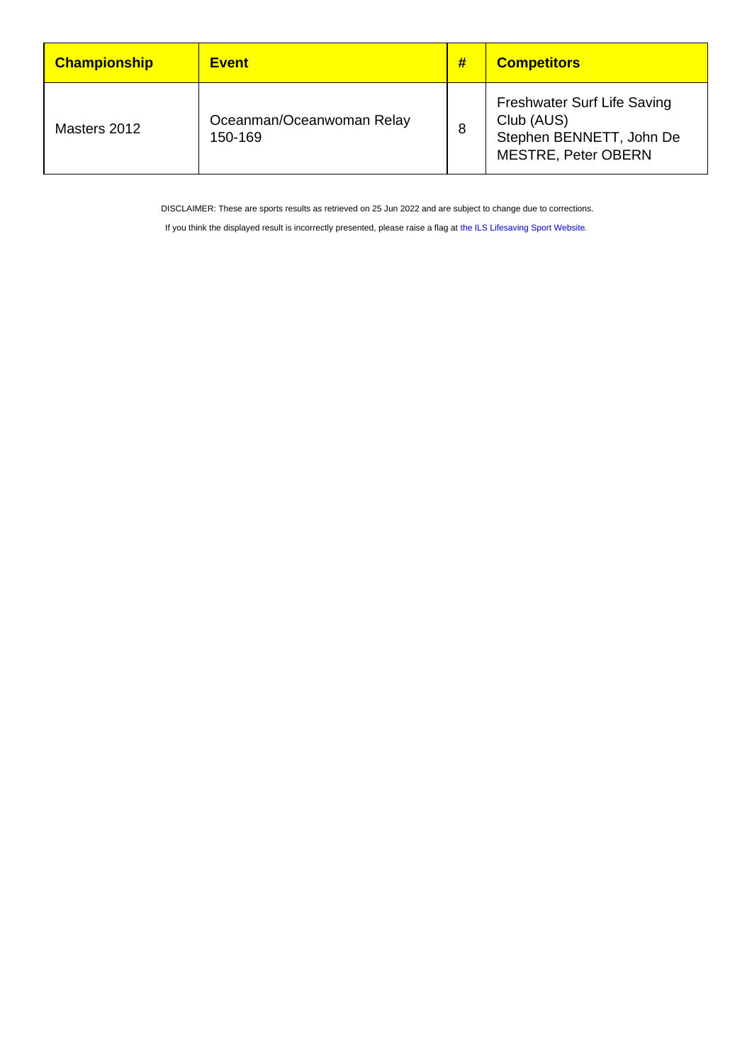| Championship | Event | # | Competitors |
|---|---|---|---|
| Masters 2012 | Oceanman/Oceanwoman Relay 150-169 | 8 | Freshwater Surf Life Saving Club (AUS) Stephen BENNETT, John De MESTRE, Peter OBERN |

DISCLAIMER: These are sports results as retrieved on 25 Jun 2022 and are subject to change due to corrections.

If you think the displayed result is incorrectly presented, please raise a flag at the ILS Lifesaving Sport Website.